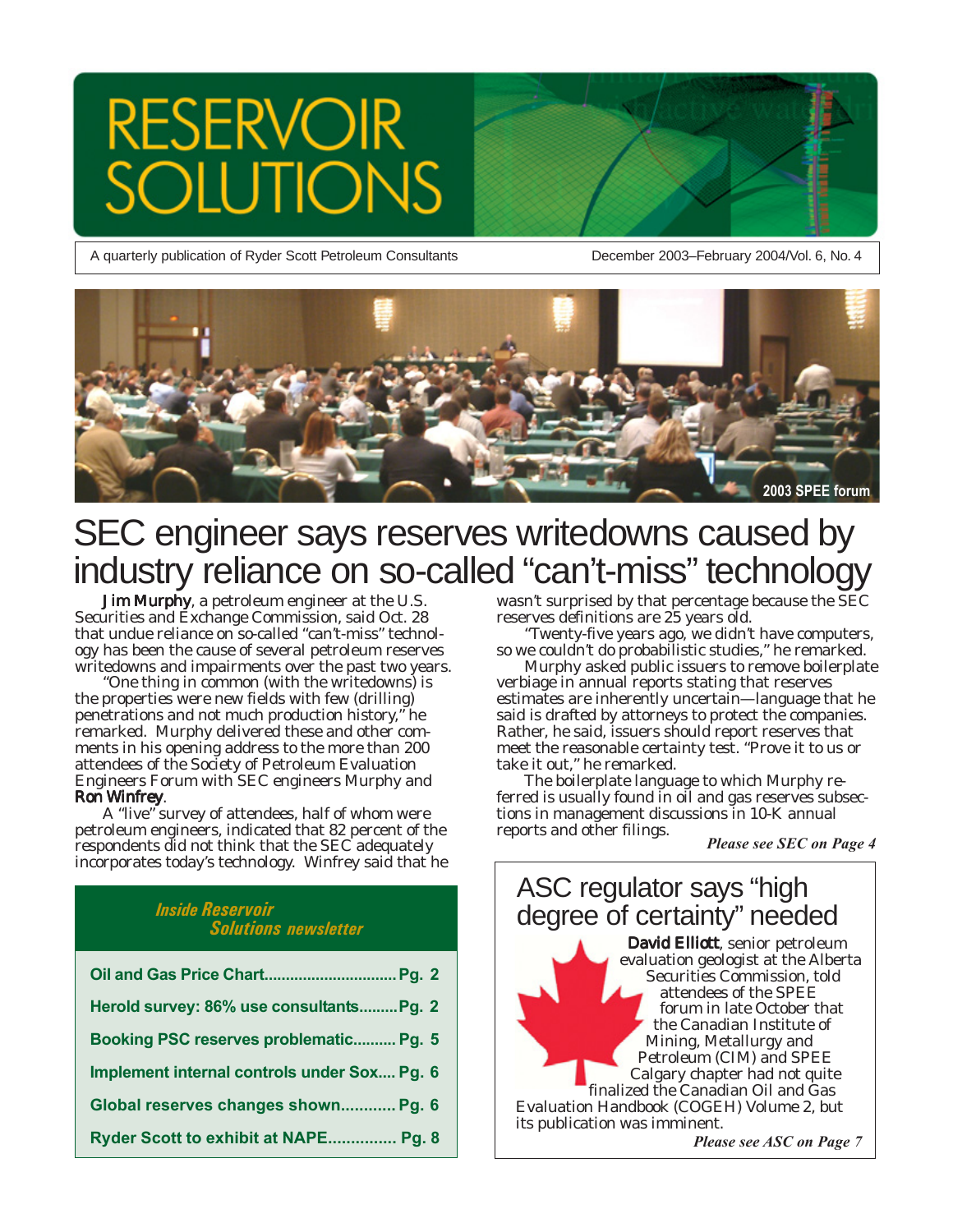# RESERVOIR SOLUTIONS

A quarterly publication of Ryder Scott Petroleum Consultants

December 2003–February 2004/Vol. 6, No. 4

2003 SPEE forum

# SEC engineer says reserves writedowns caused by industry reliance on so-called "can't-miss" technology

**Jim Murphy**, a petroleum engineer at the U.S. Securities and Exchange Commission, said Oct. 28 that undue reliance on so-called "can't-miss" technology has been the cause of several petroleum reserves writedowns and impairments over the past two years.

"One thing in common (with the writedowns) is the properties were new fields with few (drilling) penetrations and not much production history," he remarked. Murphy delivered these and other comments in his opening address to the more than 200 attendees of the Society of Petroleum Evaluation Engineers Forum with SEC engineers Murphy and **Ron Winfrey**.

A "live" survey of attendees, half of whom were petroleum engineers, indicated that 82 percent of the respondents did not think that the SEC adequately incorporates today's technology. Winfrey said that he wasn't surprised by that percentage because the SEC reserves definitions are 25 years old.

"Twenty-five years ago, we didn't have computers, so we couldn't do probabilistic studies," he remarked.

Murphy asked public issuers to remove boilerplate verbiage in annual reports stating that reserves estimates are inherently uncertain—language that he said is drafted by attorneys to protect the companies. Rather, he said, issuers should report reserves that meet the reasonable certainty test. "Prove it to us or take it out," he remarked.

The boilerplate language to which Murphy referred is usually found in oil and gas reserves subsections in management discussions in 10-K annual reports and other filings.

*Please see SEC on Page 4*

## *Inside Reservoir Solutions newsletter*

- Oil and Gas Price Chart.............................. Pg. 2
- Herold survey: 86% use consultants......... Pg. 2
- Booking PSC reserves problematic.......... Pg. 5
- Implement internal controls under Sox.... Pg. 6
- Global reserves changes shown............ Pg. 6
- Ryder Scott to exhibit at NAPE............... Pg. 8

## ASC regulator says "high degree of certainty" needed

**David Elliott**, senior petroleum evaluation geologist at the Alberta Securities Commission, told attendees of the SPEE forum in late October that the Canadian Institute of Mining, Metallurgy and Petroleum (CIM) and SPEE Calgary chapter had not quite finalized the Canadian Oil and Gas Evaluation Handbook (COGEH) Volume 2, but its publication was imminent.

*Please see ASC on Page 7*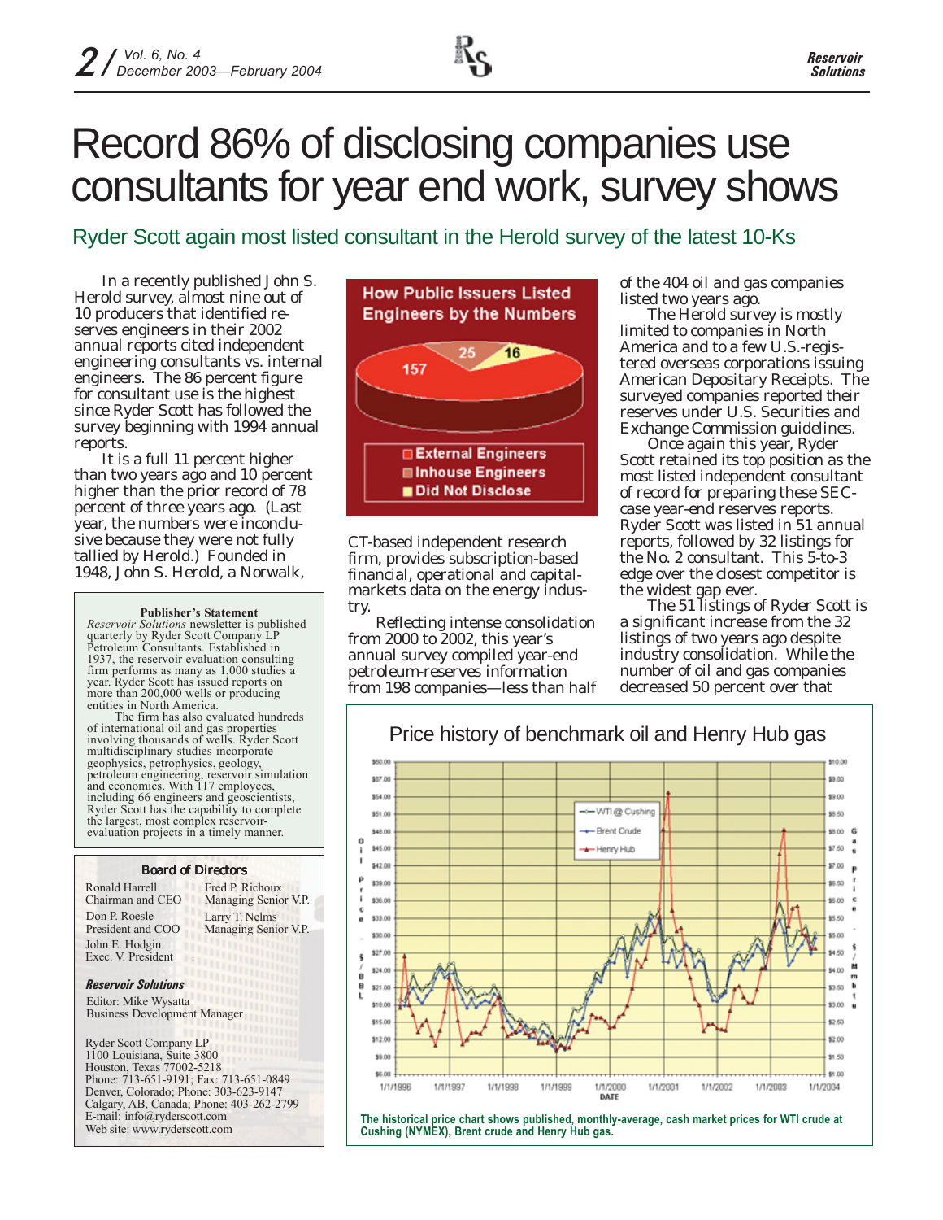# Record 86% of disclosing companies use consultants for year end work, survey shows

## Ryder Scott again most listed consultant in the Herold survey of the latest 10-Ks

In a recently published John S. Herold survey, almost nine out of 10 producers that identified reserves engineers in their 2002 annual reports cited independent engineering consultants vs. internal engineers. The 86 percent figure for consultant use is the highest since Ryder Scott has followed the survey beginning with 1994 annual reports.

It is a full 11 percent higher than two years ago and 10 percent higher than the prior record of 78 percent of three years ago. (Last year, the numbers were inconclusive because they were not fully tallied by Herold.) Founded in 1948, John S. Herold, a Norwalk, CT-based independent research firm, provides subscription-based financial, operational and capital-markets data on the energy industry.

**How Public Issuers Listed Engineers by the Numbers**

157

25

16

External Engineers

Inhouse Engineers

Did Not Disclose

Reflecting intense consolidation from 2000 to 2002, this year's annual survey compiled year-end petroleum-reserves information from 198 companies—less than half of the 404 oil and gas companies listed two years ago.

The Herold survey is mostly limited to companies in North America and to a few U.S.-registered overseas corporations issuing American Depositary Receipts. The surveyed companies reported their reserves under U.S. Securities and Exchange Commission guidelines.

Once again this year, Ryder Scott retained its top position as the most listed independent consultant of record for preparing these SEC-case year-end reserves reports. Ryder Scott was listed in 51 annual reports, followed by 32 listings for the No. 2 consultant. This 5-to-3 edge over the closest competitor is the widest gap ever.

The 51 listings of Ryder Scott is a significant increase from the 32 listings of two years ago despite industry consolidation. While the number of oil and gas companies decreased 50 percent over that

**Price history of benchmark oil and Henry Hub gas**

WTI @ Cushing

Brent Crude

Henry Hub

Oil Price $/BBL

$60.00
$57.00
$54.00
$51.00
$48.00
$45.00
$42.00
$39.00
$36.00
$33.00
$30.00
$27.00
$24.00
$21.00
$18.00
$15.00
$12.00
$9.00
$6.00

Gas Price $/Mmbtu

$10.00
$9.50
$9.00
$8.50
$8.00
$7.50
$7.00
$6.50
$6.00
$5.50
$5.00
$4.50
$4.00
$3.50
$3.00
$2.50
$2.00
$1.50
$1.00

DATE

1/1/1996
1/1/1997
1/1/1998
1/1/1999
1/1/2000
1/1/2001
1/1/2002
1/1/2003
1/1/2004

**The historical price chart shows published, monthly-average, cash market prices for WTI crude at Cushing (NYMEX), Brent crude and Henry Hub gas.**

---

**Publisher's Statement**

*Reservoir Solutions* newsletter is published quarterly by Ryder Scott Company LP Petroleum Consultants. Established in 1937, the reservoir evaluation consulting firm performs as many as 1,000 studies a year. Ryder Scott has issued reports on more than 200,000 wells or producing entities in North America.

The firm has also evaluated hundreds of international oil and gas properties involving thousands of wells. Ryder Scott multidisciplinary studies incorporate geophysics, petrophysics, geology, petroleum engineering, reservoir simulation and economics. With 117 employees, including 66 engineers and geoscientists, Ryder Scott has the capability to complete the largest, most complex reservoir-evaluation projects in a timely manner.

---

**Board of Directors**

Ronald Harrell
Chairman and CEO

Don P. Roesle
President and COO

John E. Hodgin
Exec. V. President

Fred P. Richoux
Managing Senior V.P.

Larry T. Nelms
Managing Senior V.P.

***Reservoir Solutions***

Editor: Mike Wysatta
Business Development Manager

Ryder Scott Company LP
1100 Louisiana, Suite 3800
Houston, Texas 77002-5218
Phone: 713-651-9191; Fax: 713-651-0849
Denver, Colorado; Phone: 303-623-9147
Calgary, AB, Canada; Phone: 403-262-2799
E-mail: info@ryderscott.com
Web site: www.ryderscott.com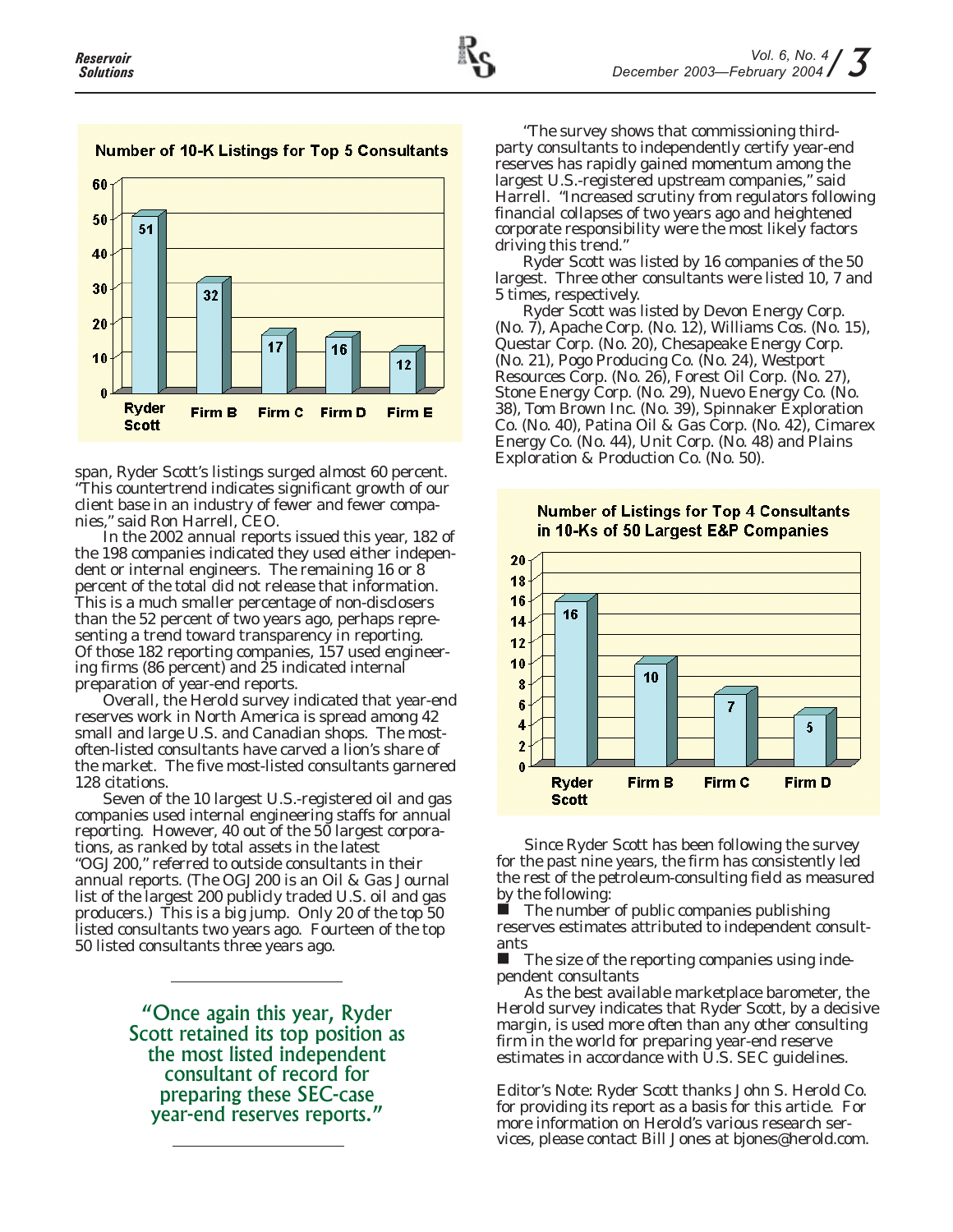**Number of 10-K Listings for Top 5 Consultants**

60
50
40
30
20
10
0

51
32
17
16
12

Ryder Scott
Firm B
Firm C
Firm D
Firm E

span, Ryder Scott's listings surged almost 60 percent. "This countertrend indicates significant growth of our client base in an industry of fewer and fewer companies," said Ron Harrell, CEO.

In the 2002 annual reports issued this year, 182 of the 198 companies indicated they used either independent or internal engineers. The remaining 16 or 8 percent of the total did not release that information. This is a much smaller percentage of non-disclosers than the 52 percent of two years ago, perhaps representing a trend toward transparency in reporting. Of those 182 reporting companies, 157 used engineering firms (86 percent) and 25 indicated internal preparation of year-end reports.

Overall, the Herold survey indicated that year-end reserves work in North America is spread among 42 small and large U.S. and Canadian shops. The most-often-listed consultants have carved a lion's share of the market. The five most-listed consultants garnered 128 citations.

Seven of the 10 largest U.S.-registered oil and gas companies used internal engineering staffs for annual reporting. However, 40 out of the 50 largest corporations, as ranked by total assets in the latest "OGJ 200," referred to outside consultants in their annual reports. (The OGJ 200 is an Oil & Gas Journal list of the largest 200 publicly traded U.S. oil and gas producers.) This is a big jump. Only 20 of the top 50 listed consultants two years ago. Fourteen of the top 50 listed consultants three years ago.

> "Once again this year, Ryder Scott retained its top position as the most listed independent consultant of record for preparing these SEC-case year-end reserves reports."

"The survey shows that commissioning third-party consultants to independently certify year-end reserves has rapidly gained momentum among the largest U.S.-registered upstream companies," said Harrell. "Increased scrutiny from regulators following financial collapses of two years ago and heightened corporate responsibility were the most likely factors driving this trend."

Ryder Scott was listed by 16 companies of the 50 largest. Three other consultants were listed 10, 7 and 5 times, respectively.

Ryder Scott was listed by Devon Energy Corp. (No. 7), Apache Corp. (No. 12), Williams Cos. (No. 15), Questar Corp. (No. 20), Chesapeake Energy Corp. (No. 21), Pogo Producing Co. (No. 24), Westport Resources Corp. (No. 26), Forest Oil Corp. (No. 27), Stone Energy Corp. (No. 29), Nuevo Energy Co. (No. 38), Tom Brown Inc. (No. 39), Spinnaker Exploration Co. (No. 40), Patina Oil & Gas Corp. (No. 42), Cimarex Energy Co. (No. 44), Unit Corp. (No. 48) and Plains Exploration & Production Co. (No. 50).

**Number of Listings for Top 4 Consultants in 10-Ks of 50 Largest E&P Companies**

20
18
16
14
12
10
8
6
4
2
0

16
10
7
5

Ryder Scott
Firm B
Firm C
Firm D

Since Ryder Scott has been following the survey for the past nine years, the firm has consistently led the rest of the petroleum-consulting field as measured by the following:

- The number of public companies publishing reserves estimates attributed to independent consultants
- The size of the reporting companies using independent consultants

As the best available marketplace barometer, the Herold survey indicates that Ryder Scott, by a decisive margin, is used more often than any other consulting firm in the world for preparing year-end reserve estimates in accordance with U.S. SEC guidelines.

Editor's Note: Ryder Scott thanks John S. Herold Co. for providing its report as a basis for this article. For more information on Herold's various research services, please contact Bill Jones at bjones@herold.com.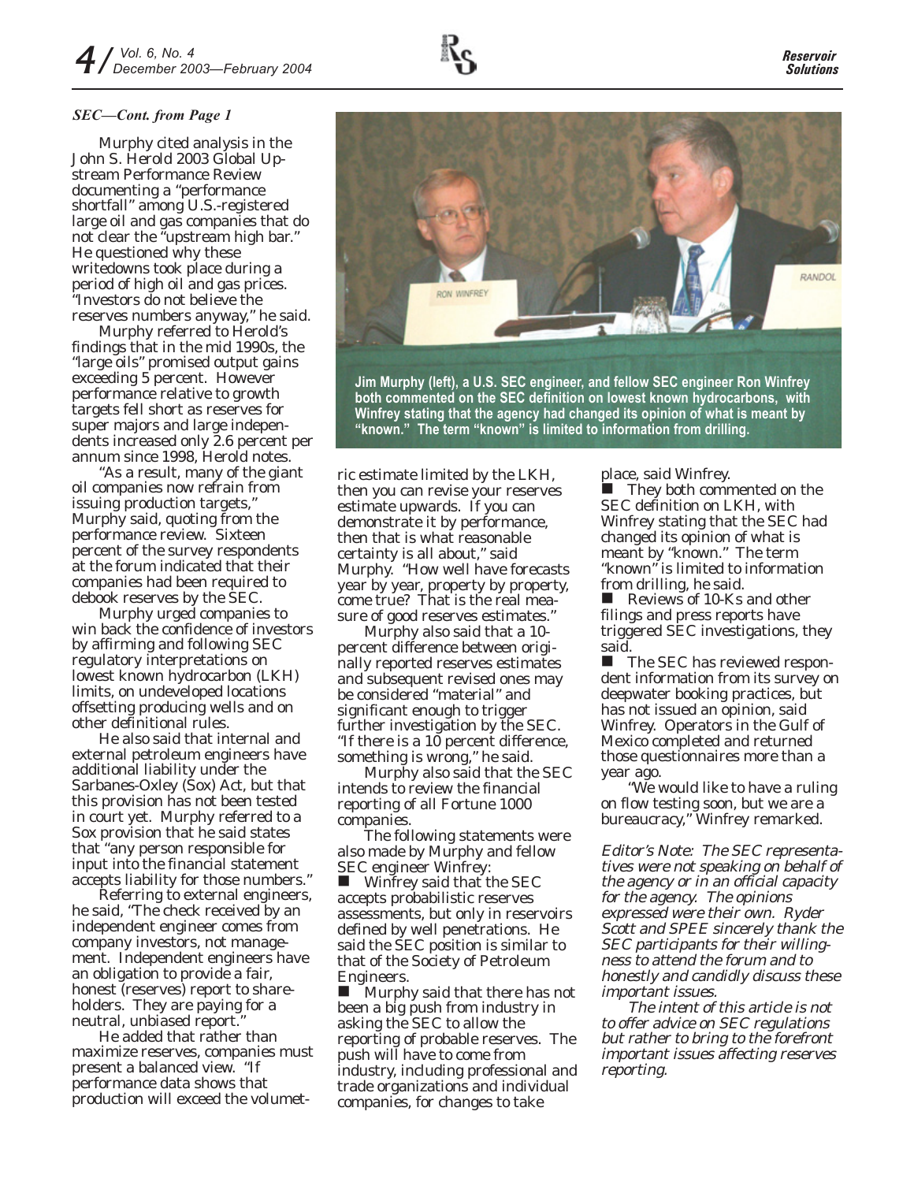*SEC—Cont. from Page 1*

Murphy cited analysis in the John S. Herold 2003 Global Upstream Performance Review documenting a "performance shortfall" among U.S.-registered large oil and gas companies that do not clear the "upstream high bar." He questioned why these writedowns took place during a period of high oil and gas prices. "Investors do not believe the reserves numbers anyway," he said.

Murphy referred to Herold's findings that in the mid 1990s, the "large oils" promised output gains exceeding 5 percent. However performance relative to growth targets fell short as reserves for super majors and large independents increased only 2.6 percent per annum since 1998, Herold notes.

"As a result, many of the giant oil companies now refrain from issuing production targets," Murphy said, quoting from the performance review. Sixteen percent of the survey respondents at the forum indicated that their companies had been required to debook reserves by the SEC.

Murphy urged companies to win back the confidence of investors by affirming and following SEC regulatory interpretations on lowest known hydrocarbon (LKH) limits, on undeveloped locations offsetting producing wells and on other definitional rules.

He also said that internal and external petroleum engineers have additional liability under the Sarbanes-Oxley (Sox) Act, but that this provision has not been tested in court yet. Murphy referred to a Sox provision that he said states that "any person responsible for input into the financial statement accepts liability for those numbers."

Referring to external engineers, he said, "The check received by an independent engineer comes from company investors, not management. Independent engineers have an obligation to provide a fair, honest (reserves) report to shareholders. They are paying for a neutral, unbiased report."

He added that rather than maximize reserves, companies must present a balanced view. "If performance data shows that production will exceed the volumetric estimate limited by the LKH, then you can revise your reserves estimate upwards. If you can demonstrate it by performance, then that is what reasonable certainty is all about," said Murphy. "How well have forecasts year by year, property by property, come true? That is the real measure of good reserves estimates."

Jim Murphy (left), a U.S. SEC engineer, and fellow SEC engineer Ron Winfrey both commented on the SEC definition on lowest known hydrocarbons, with Winfrey stating that the agency had changed its opinion of what is meant by "known." The term "known" is limited to information from drilling.

Murphy also said that a 10-percent difference between originally reported reserves estimates and subsequent revised ones may be considered "material" and significant enough to trigger further investigation by the SEC. "If there is a 10 percent difference, something is wrong," he said.

Murphy also said that the SEC intends to review the financial reporting of all Fortune 1000 companies.

The following statements were also made by Murphy and fellow SEC engineer Winfrey:

- Winfrey said that the SEC accepts probabilistic reserves assessments, but only in reservoirs defined by well penetrations. He said the SEC position is similar to that of the Society of Petroleum Engineers.
- Murphy said that there has not been a big push from industry in asking the SEC to allow the reporting of probable reserves. The push will have to come from industry, including professional and trade organizations and individual companies, for changes to take place, said Winfrey.
- They both commented on the SEC definition on LKH, with Winfrey stating that the SEC had changed its opinion of what is meant by "known." The term "known" is limited to information from drilling, he said.
- Reviews of 10-Ks and other filings and press reports have triggered SEC investigations, they said.
- The SEC has reviewed respondent information from its survey on deepwater booking practices, but has not issued an opinion, said Winfrey. Operators in the Gulf of Mexico completed and returned those questionnaires more than a year ago.

"We would like to have a ruling on flow testing soon, but we are a bureaucracy," Winfrey remarked.

*Editor's Note: The SEC representatives were not speaking on behalf of the agency or in an official capacity for the agency. The opinions expressed were their own. Ryder Scott and SPEE sincerely thank the SEC participants for their willingness to attend the forum and to honestly and candidly discuss these important issues.*

*The intent of this article is not to offer advice on SEC regulations but rather to bring to the forefront important issues affecting reserves reporting.*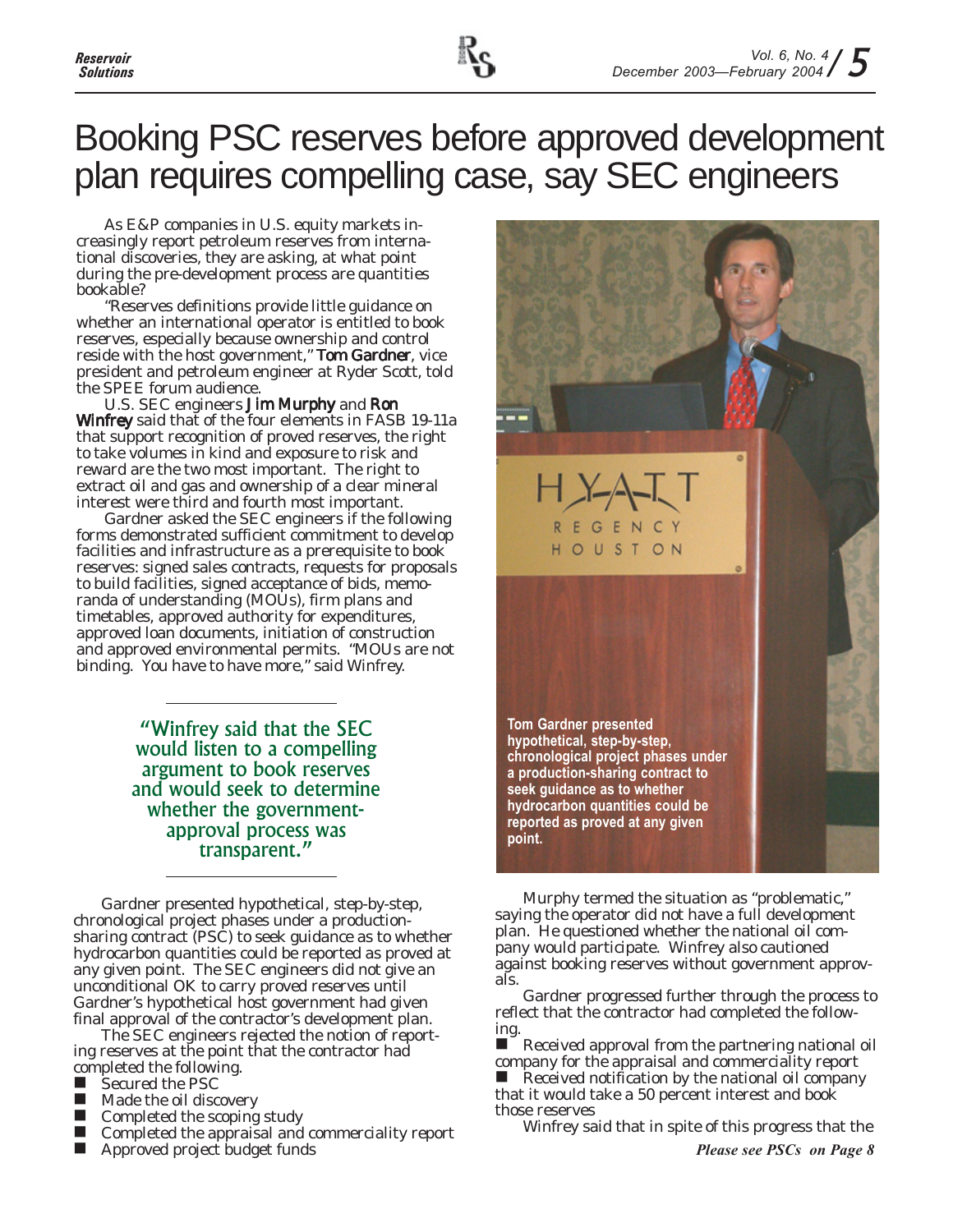# Booking PSC reserves before approved development plan requires compelling case, say SEC engineers

As E&P companies in U.S. equity markets increasingly report petroleum reserves from international discoveries, they are asking, at what point during the pre-development process are quantities bookable?

"Reserves definitions provide little guidance on whether an international operator is entitled to book reserves, especially because ownership and control reside with the host government," **Tom Gardner**, vice president and petroleum engineer at Ryder Scott, told the SPEE forum audience.

U.S. SEC engineers **Jim Murphy** and **Ron Winfrey** said that of the four elements in FASB 19-11a that support recognition of proved reserves, the right to take volumes in kind and exposure to risk and reward are the two most important. The right to extract oil and gas and ownership of a clear mineral interest were third and fourth most important.

Gardner asked the SEC engineers if the following forms demonstrated sufficient commitment to develop facilities and infrastructure as a prerequisite to book reserves: signed sales contracts, requests for proposals to build facilities, signed acceptance of bids, memoranda of understanding (MOUs), firm plans and timetables, approved authority for expenditures, approved loan documents, initiation of construction and approved environmental permits. "MOUs are not binding. You have to have more," said Winfrey.

> "Winfrey said that the SEC would listen to a compelling argument to book reserves and would seek to determine whether the government-approval process was transparent."

Gardner presented hypothetical, step-by-step, chronological project phases under a production-sharing contract (PSC) to seek guidance as to whether hydrocarbon quantities could be reported as proved at any given point. The SEC engineers did not give an unconditional OK to carry proved reserves until Gardner's hypothetical host government had given final approval of the contractor's development plan.

The SEC engineers rejected the notion of reporting reserves at the point that the contractor had completed the following.

- Secured the PSC
- Made the oil discovery
- Completed the scoping study
- Completed the appraisal and commerciality report
- Approved project budget funds

Tom Gardner presented hypothetical, step-by-step, chronological project phases under a production-sharing contract to seek guidance as to whether hydrocarbon quantities could be reported as proved at any given point.

Murphy termed the situation as "problematic," saying the operator did not have a full development plan. He questioned whether the national oil company would participate. Winfrey also cautioned against booking reserves without government approvals.

Gardner progressed further through the process to reflect that the contractor had completed the following.

- Received approval from the partnering national oil company for the appraisal and commerciality report
- Received notification by the national oil company that it would take a 50 percent interest and book those reserves

Winfrey said that in spite of this progress that the

*Please see PSCs on Page 8*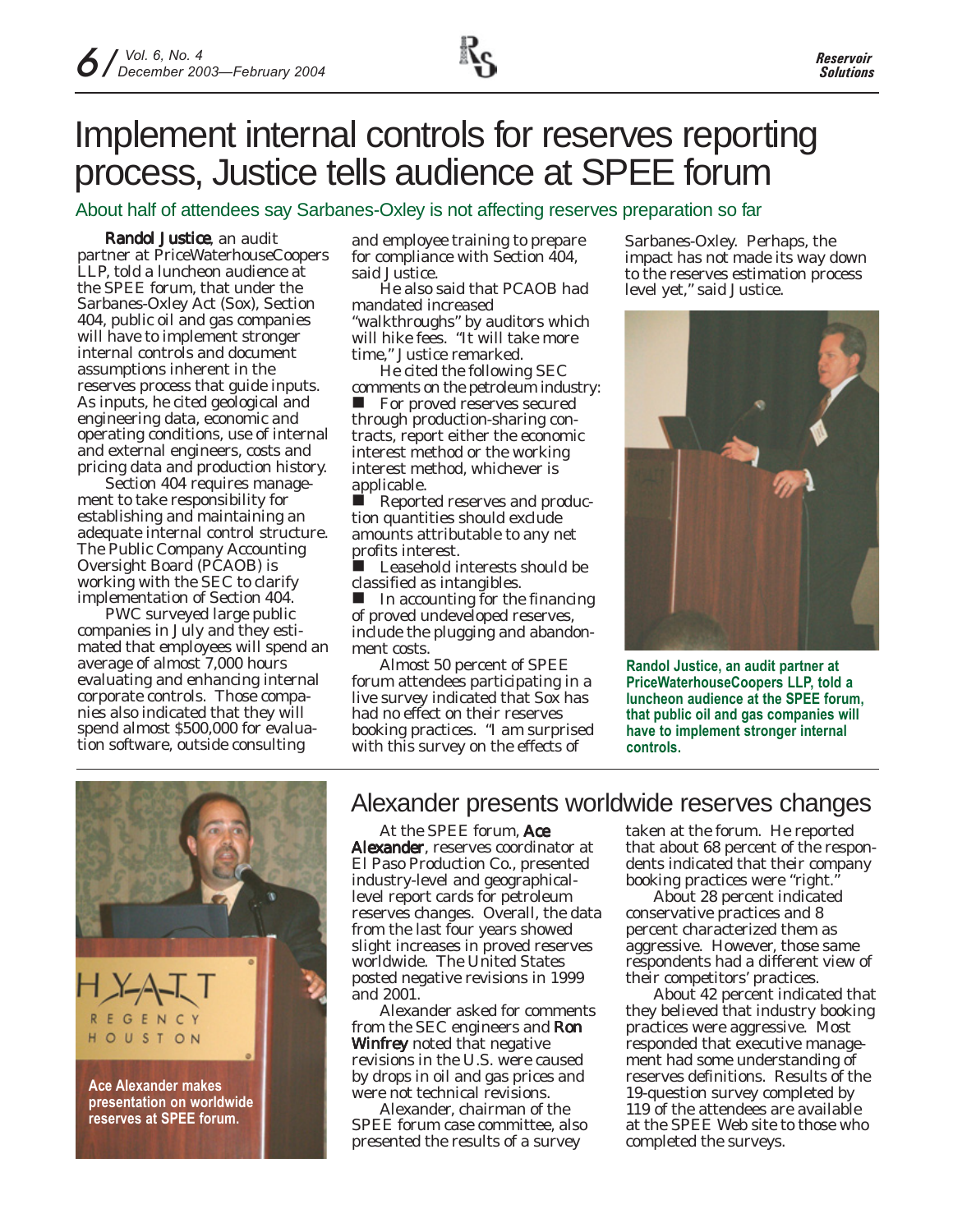# Implement internal controls for reserves reporting process, Justice tells audience at SPEE forum

## About half of attendees say Sarbanes-Oxley is not affecting reserves preparation so far

**Randol Justice**, an audit partner at PriceWaterhouseCoopers LLP, told a luncheon audience at the SPEE forum, that under the Sarbanes-Oxley Act (Sox), Section 404, public oil and gas companies will have to implement stronger internal controls and document assumptions inherent in the reserves process that guide inputs. As inputs, he cited geological and engineering data, economic and operating conditions, use of internal and external engineers, costs and pricing data and production history.

Section 404 requires management to take responsibility for establishing and maintaining an adequate internal control structure. The Public Company Accounting Oversight Board (PCAOB) is working with the SEC to clarify implementation of Section 404.

PWC surveyed large public companies in July and they estimated that employees will spend an average of almost 7,000 hours evaluating and enhancing internal corporate controls. Those companies also indicated that they will spend almost $500,000 for evaluation software, outside consulting and employee training to prepare for compliance with Section 404, said Justice.

He also said that PCAOB had mandated increased "walkthroughs" by auditors which will hike fees. "It will take more time," Justice remarked.

He cited the following SEC comments on the petroleum industry:

- For proved reserves secured through production-sharing contracts, report either the economic interest method or the working interest method, whichever is applicable.
- Reported reserves and production quantities should exclude amounts attributable to any net profits interest.
- Leasehold interests should be classified as intangibles.
- In accounting for the financing of proved undeveloped reserves, include the plugging and abandonment costs.

Almost 50 percent of SPEE forum attendees participating in a live survey indicated that Sox has had no effect on their reserves booking practices. "I am surprised with this survey on the effects of Sarbanes-Oxley. Perhaps, the impact has not made its way down to the reserves estimation process level yet," said Justice.

**Randol Justice, an audit partner at PriceWaterhouseCoopers LLP, told a luncheon audience at the SPEE forum, that public oil and gas companies will have to implement stronger internal controls.**

# Alexander presents worldwide reserves changes

At the SPEE forum, **Ace Alexander**, reserves coordinator at El Paso Production Co., presented industry-level and geographical-level report cards for petroleum reserves changes. Overall, the data from the last four years showed slight increases in proved reserves worldwide. The United States posted negative revisions in 1999 and 2001.

Alexander asked for comments from the SEC engineers and **Ron Winfrey** noted that negative revisions in the U.S. were caused by drops in oil and gas prices and were not technical revisions.

Alexander, chairman of the SPEE forum case committee, also presented the results of a survey taken at the forum. He reported that about 68 percent of the respondents indicated that their company booking practices were "right."

About 28 percent indicated conservative practices and 8 percent characterized them as aggressive. However, those same respondents had a different view of their competitors' practices.

About 42 percent indicated that they believed that industry booking practices were aggressive. Most responded that executive management had some understanding of reserves definitions. Results of the 19-question survey completed by 119 of the attendees are available at the SPEE Web site to those who completed the surveys.

**Ace Alexander makes presentation on worldwide reserves at SPEE forum.**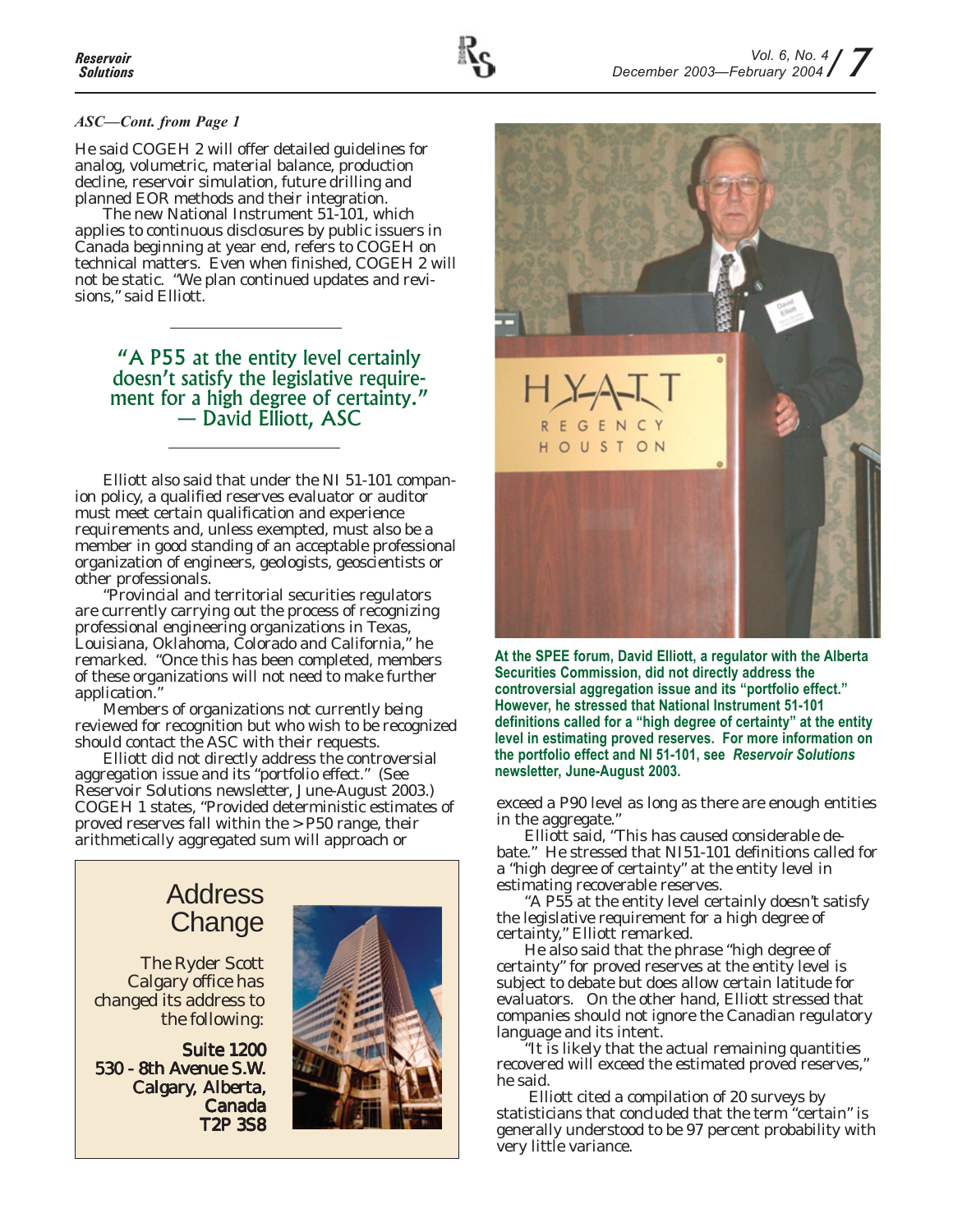*ASC—Cont. from Page 1*

He said COGEH 2 will offer detailed guidelines for analog, volumetric, material balance, production decline, reservoir simulation, future drilling and planned EOR methods and their integration.

The new National Instrument 51-101, which applies to continuous disclosures by public issuers in Canada beginning at year end, refers to COGEH on technical matters. Even when finished, COGEH 2 will not be static. "We plan continued updates and revisions," said Elliott.

> "A P55 at the entity level certainly doesn't satisfy the legislative requirement for a high degree of certainty." — David Elliott, ASC

Elliott also said that under the NI 51-101 companion policy, a qualified reserves evaluator or auditor must meet certain qualification and experience requirements and, unless exempted, must also be a member in good standing of an acceptable professional organization of engineers, geologists, geoscientists or other professionals.

"Provincial and territorial securities regulators are currently carrying out the process of recognizing professional engineering organizations in Texas, Louisiana, Oklahoma, Colorado and California," he remarked. "Once this has been completed, members of these organizations will not need to make further application."

Members of organizations not currently being reviewed for recognition but who wish to be recognized should contact the ASC with their requests.

Elliott did not directly address the controversial aggregation issue and its "portfolio effect." (See Reservoir Solutions newsletter, June-August 2003.) COGEH 1 states, "Provided deterministic estimates of proved reserves fall within the >P50 range, their arithmetically aggregated sum will approach or exceed a P90 level as long as there are enough entities in the aggregate."

Elliott said, "This has caused considerable debate." He stressed that NI51-101 definitions called for a "high degree of certainty" at the entity level in estimating recoverable reserves.

"A P55 at the entity level certainly doesn't satisfy the legislative requirement for a high degree of certainty," Elliott remarked.

He also said that the phrase "high degree of certainty" for proved reserves at the entity level is subject to debate but does allow certain latitude for evaluators. On the other hand, Elliott stressed that companies should not ignore the Canadian regulatory language and its intent.

"It is likely that the actual remaining quantities recovered will exceed the estimated proved reserves," he said.

Elliott cited a compilation of 20 surveys by statisticians that concluded that the term "certain" is generally understood to be 97 percent probability with very little variance.

**At the SPEE forum, David Elliott, a regulator with the Alberta Securities Commission, did not directly address the controversial aggregation issue and its "portfolio effect." However, he stressed that National Instrument 51-101 definitions called for a "high degree of certainty" at the entity level in estimating proved reserves. For more information on the portfolio effect and NI 51-101, see *Reservoir Solutions* newsletter, June-August 2003.**

## Address Change

The Ryder Scott Calgary office has changed its address to the following:

**Suite 1200**
**530 - 8th Avenue S.W.**
**Calgary, Alberta,**
**Canada**
**T2P 3S8**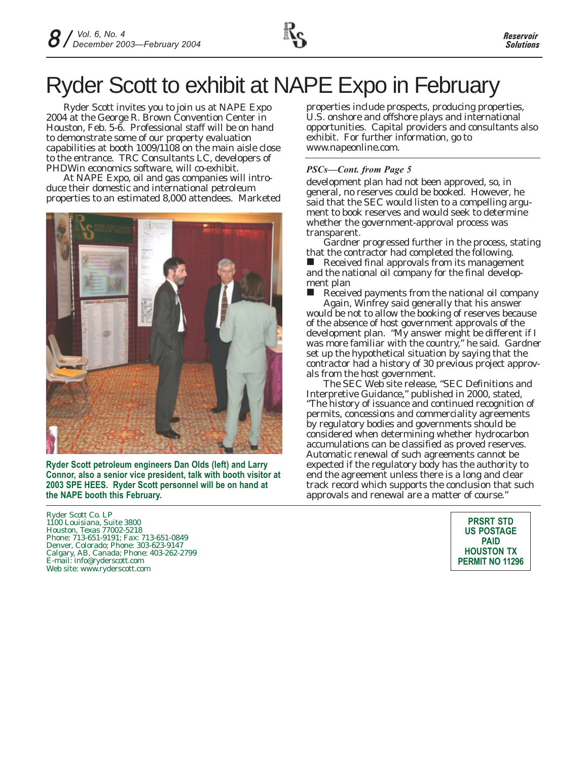# Ryder Scott to exhibit at NAPE Expo in February

Ryder Scott invites you to join us at NAPE Expo 2004 at the George R. Brown Convention Center in Houston, Feb. 5-6. Professional staff will be on hand to demonstrate some of our property evaluation capabilities at booth 1009/1108 on the main aisle close to the entrance. TRC Consultants LC, developers of PHDWin economics software, will co-exhibit.

At NAPE Expo, oil and gas companies will introduce their domestic and international petroleum properties to an estimated 8,000 attendees. Marketed properties include prospects, producing properties, U.S. onshore and offshore plays and international opportunities. Capital providers and consultants also exhibit. For further information, go to www.napeonline.com.

**Ryder Scott petroleum engineers Dan Olds (left) and Larry Connor, also a senior vice president, talk with booth visitor at 2003 SPE HEES. Ryder Scott personnel will be on hand at the NAPE booth this February.**

---

***PSCs—Cont. from Page 5***

development plan had not been approved, so, in general, no reserves could be booked. However, he said that the SEC would listen to a compelling argument to book reserves and would seek to determine whether the government-approval process was transparent.

Gardner progressed further in the process, stating that the contractor had completed the following.

- Received final approvals from its management and the national oil company for the final development plan
- Received payments from the national oil company

Again, Winfrey said generally that his answer would be not to allow the booking of reserves because of the absence of host government approvals of the development plan. "My answer might be different if I was more familiar with the country," he said. Gardner set up the hypothetical situation by saying that the contractor had a history of 30 previous project approvals from the host government.

The SEC Web site release, "SEC Definitions and Interpretive Guidance," published in 2000, stated, "The history of issuance and continued recognition of permits, concessions and commerciality agreements by regulatory bodies and governments should be considered when determining whether hydrocarbon accumulations can be classified as proved reserves. Automatic renewal of such agreements cannot be expected if the regulatory body has the authority to end the agreement unless there is a long and clear track record which supports the conclusion that such approvals and renewal are a matter of course."

---

Ryder Scott Co. LP
1100 Louisiana, Suite 3800
Houston, Texas 77002-5218
Phone: 713-651-9191; Fax: 713-651-0849
Denver, Colorado; Phone: 303-623-9147
Calgary, AB, Canada; Phone: 403-262-2799
E-mail: info@ryderscott.com
Web site: www.ryderscott.com

**PRSRT STD**
**US POSTAGE**
**PAID**
**HOUSTON TX**
**PERMIT NO 11296**